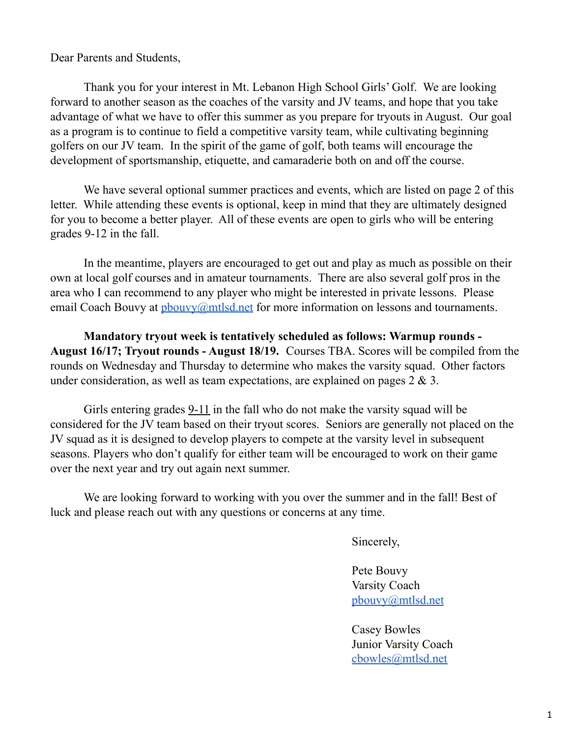Dear Parents and Students,

Thank you for your interest in Mt. Lebanon High School Girls' Golf. We are looking forward to another season as the coaches of the varsity and JV teams, and hope that you take advantage of what we have to offer this summer as you prepare for tryouts in August. Our goal as a program is to continue to field a competitive varsity team, while cultivating beginning golfers on our JV team. In the spirit of the game of golf, both teams will encourage the development of sportsmanship, etiquette, and camaraderie both on and off the course.

We have several optional summer practices and events, which are listed on page 2 of this letter. While attending these events is optional, keep in mind that they are ultimately designed for you to become a better player. All of these events are open to girls who will be entering grades 9-12 in the fall.

In the meantime, players are encouraged to get out and play as much as possible on their own at local golf courses and in amateur tournaments. There are also several golf pros in the area who I can recommend to any player who might be interested in private lessons. Please email Coach Bouvy at [pbouvy@mtlsd.net](mailto:pbouvy@mtlsd.net) for more information on lessons and tournaments.

**Mandatory tryout week is tentatively scheduled as follows: Warmup rounds - August 16/17; Tryout rounds - August 18/19.** Courses TBA. Scores will be compiled from the rounds on Wednesday and Thursday to determine who makes the varsity squad. Other factors under consideration, as well as team expectations, are explained on pages 2 & 3.

Girls entering grades <u>9-11</u> in the fall who do not make the varsity squad will be considered for the JV team based on their tryout scores. Seniors are generally not placed on the JV squad as it is designed to develop players to compete at the varsity level in subsequent seasons. Players who don't qualify for either team will be encouraged to work on their game over the next year and try out again next summer.

We are looking forward to working with you over the summer and in the fall! Best of luck and please reach out with any questions or concerns at any time.

Sincerely,

Pete Bouvy
Varsity Coach
[pbouvy@mtlsd.net](mailto:pbouvy@mtlsd.net)

Casey Bowles
Junior Varsity Coach
[cbowles@mtlsd.net](mailto:cbowles@mtlsd.net)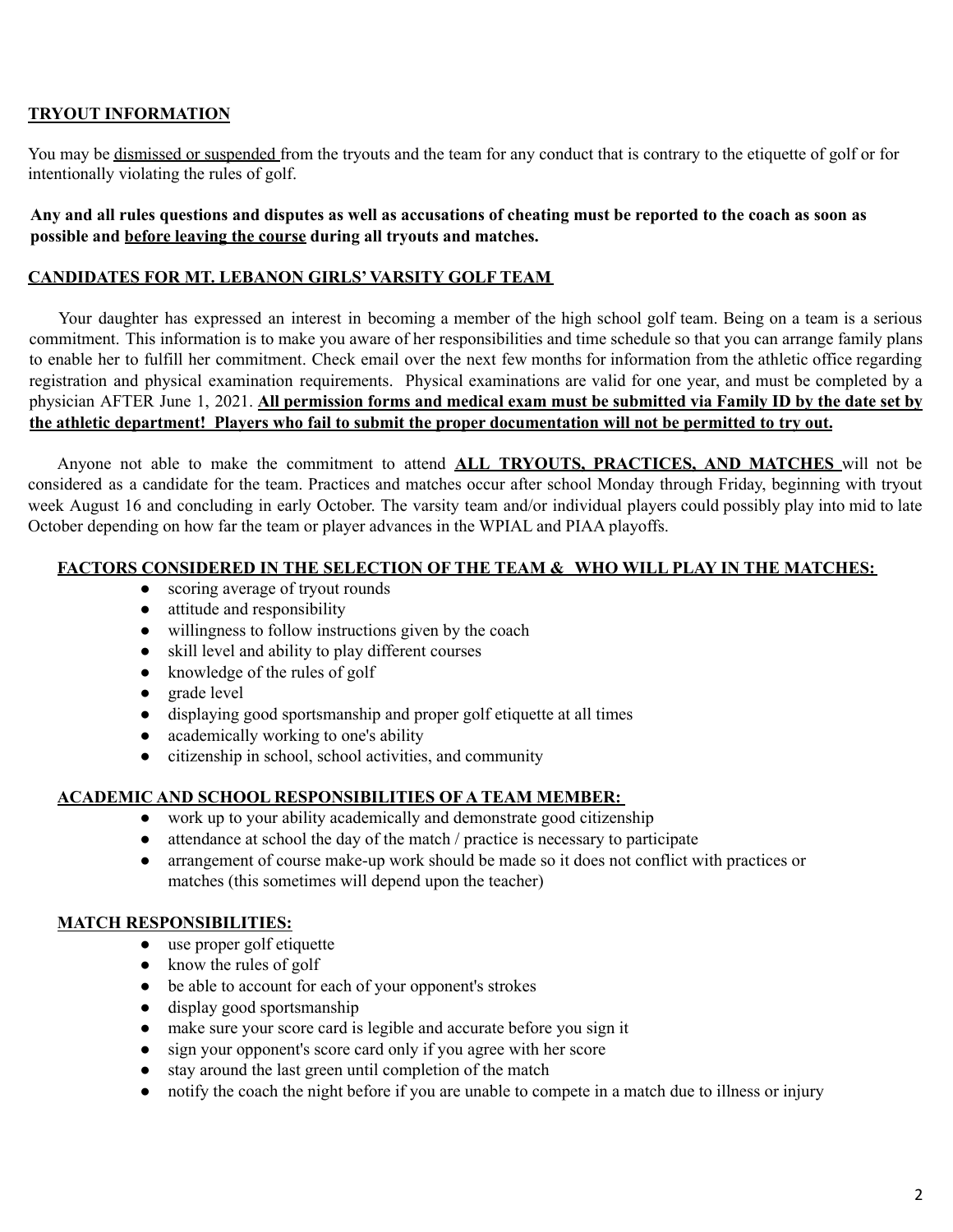## TRYOUT INFORMATION

You may be dismissed or suspended from the tryouts and the team for any conduct that is contrary to the etiquette of golf or for intentionally violating the rules of golf.

**Any and all rules questions and disputes as well as accusations of cheating must be reported to the coach as soon as possible and before leaving the course during all tryouts and matches.**

## CANDIDATES FOR MT. LEBANON GIRLS' VARSITY GOLF TEAM

Your daughter has expressed an interest in becoming a member of the high school golf team. Being on a team is a serious commitment. This information is to make you aware of her responsibilities and time schedule so that you can arrange family plans to enable her to fulfill her commitment. Check email over the next few months for information from the athletic office regarding registration and physical examination requirements. Physical examinations are valid for one year, and must be completed by a physician AFTER June 1, 2021. **All permission forms and medical exam must be submitted via Family ID by the date set by the athletic department! Players who fail to submit the proper documentation will not be permitted to try out.**

Anyone not able to make the commitment to attend **ALL TRYOUTS, PRACTICES, AND MATCHES** will not be considered as a candidate for the team. Practices and matches occur after school Monday through Friday, beginning with tryout week August 16 and concluding in early October. The varsity team and/or individual players could possibly play into mid to late October depending on how far the team or player advances in the WPIAL and PIAA playoffs.

### FACTORS CONSIDERED IN THE SELECTION OF THE TEAM & WHO WILL PLAY IN THE MATCHES:

- scoring average of tryout rounds
- attitude and responsibility
- willingness to follow instructions given by the coach
- skill level and ability to play different courses
- knowledge of the rules of golf
- grade level
- displaying good sportsmanship and proper golf etiquette at all times
- academically working to one's ability
- citizenship in school, school activities, and community

### ACADEMIC AND SCHOOL RESPONSIBILITIES OF A TEAM MEMBER:

- work up to your ability academically and demonstrate good citizenship
- attendance at school the day of the match / practice is necessary to participate
- arrangement of course make-up work should be made so it does not conflict with practices or matches (this sometimes will depend upon the teacher)

### MATCH RESPONSIBILITIES:

- use proper golf etiquette
- know the rules of golf
- be able to account for each of your opponent's strokes
- display good sportsmanship
- make sure your score card is legible and accurate before you sign it
- sign your opponent's score card only if you agree with her score
- stay around the last green until completion of the match
- notify the coach the night before if you are unable to compete in a match due to illness or injury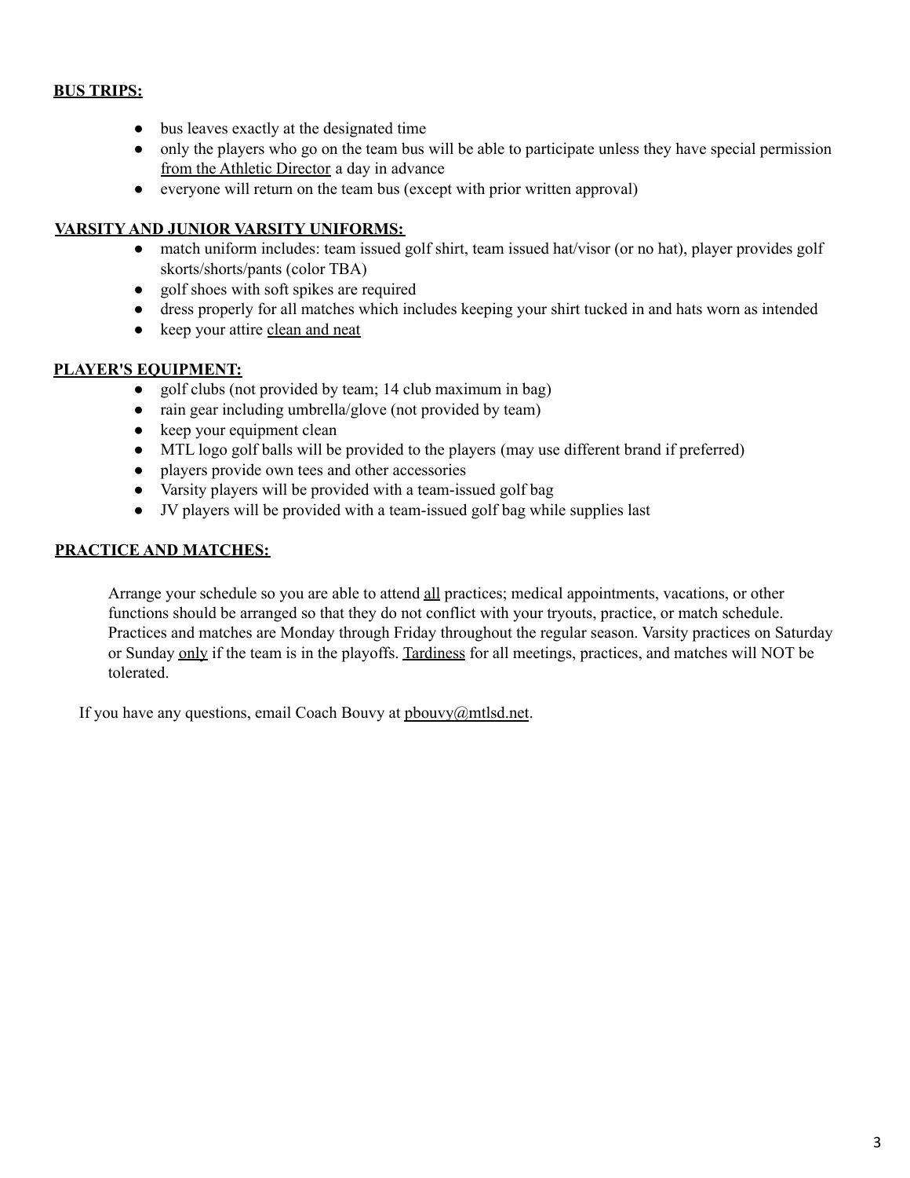**BUS TRIPS:**

- bus leaves exactly at the designated time
- only the players who go on the team bus will be able to participate unless they have special permission from the Athletic Director a day in advance
- everyone will return on the team bus (except with prior written approval)

**VARSITY AND JUNIOR VARSITY UNIFORMS:**

- match uniform includes: team issued golf shirt, team issued hat/visor (or no hat), player provides golf skorts/shorts/pants (color TBA)
- golf shoes with soft spikes are required
- dress properly for all matches which includes keeping your shirt tucked in and hats worn as intended
- keep your attire clean and neat

**PLAYER'S EQUIPMENT:**

- golf clubs (not provided by team; 14 club maximum in bag)
- rain gear including umbrella/glove (not provided by team)
- keep your equipment clean
- MTL logo golf balls will be provided to the players (may use different brand if preferred)
- players provide own tees and other accessories
- Varsity players will be provided with a team-issued golf bag
- JV players will be provided with a team-issued golf bag while supplies last

**PRACTICE AND MATCHES:**

Arrange your schedule so you are able to attend all practices; medical appointments, vacations, or other functions should be arranged so that they do not conflict with your tryouts, practice, or match schedule. Practices and matches are Monday through Friday throughout the regular season. Varsity practices on Saturday or Sunday only if the team is in the playoffs. Tardiness for all meetings, practices, and matches will NOT be tolerated.

If you have any questions, email Coach Bouvy at pbouvy@mtlsd.net.